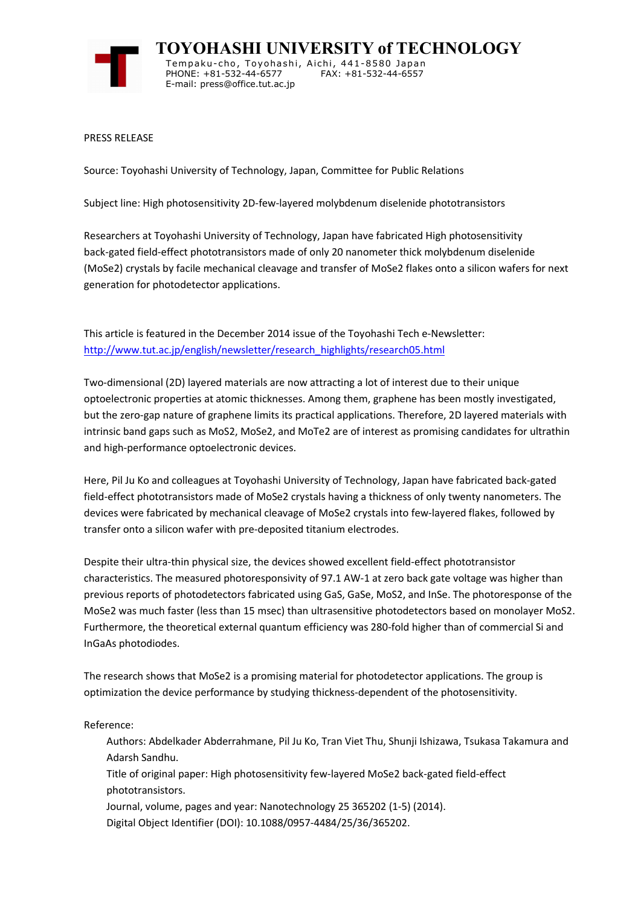# TOYOHASHI UNIVERSITY of TECHNOLOGY

Tempaku-cho, Toyohashi, Aichi, 441-8580 Japan
PHONE: +81-532-44-6577 FAX: +81-532-44-6557
E-mail: press@office.tut.ac.jp

PRESS RELEASE

Source: Toyohashi University of Technology, Japan, Committee for Public Relations

Subject line: High photosensitivity 2D-few-layered molybdenum diselenide phototransistors

Researchers at Toyohashi University of Technology, Japan have fabricated High photosensitivity back-gated field-effect phototransistors made of only 20 nanometer thick molybdenum diselenide ($MoSe_2$) crystals by facile mechanical cleavage and transfer of $MoSe_2$ flakes onto a silicon wafers for next generation for photodetector applications.

This article is featured in the December 2014 issue of the Toyohashi Tech e-Newsletter: http://www.tut.ac.jp/english/newsletter/research_highlights/research05.html

Two-dimensional (2D) layered materials are now attracting a lot of interest due to their unique optoelectronic properties at atomic thicknesses. Among them, graphene has been mostly investigated, but the zero-gap nature of graphene limits its practical applications. Therefore, 2D layered materials with intrinsic band gaps such as $MoS_2$, $MoSe_2$, and $MoTe_2$ are of interest as promising candidates for ultrathin and high-performance optoelectronic devices.

Here, Pil Ju Ko and colleagues at Toyohashi University of Technology, Japan have fabricated back-gated field-effect phototransistors made of $MoSe_2$ crystals having a thickness of only twenty nanometers. The devices were fabricated by mechanical cleavage of $MoSe_2$ crystals into few-layered flakes, followed by transfer onto a silicon wafer with pre-deposited titanium electrodes.

Despite their ultra-thin physical size, the devices showed excellent field-effect phototransistor characteristics. The measured photoresponsivity of 97.1 $AW^{-1}$ at zero back gate voltage was higher than previous reports of photodetectors fabricated using GaS, GaSe, $MoS_2$, and InSe. The photoresponse of the $MoSe_2$ was much faster (less than 15 msec) than ultrasensitive photodetectors based on monolayer $MoS_2$. Furthermore, the theoretical external quantum efficiency was 280-fold higher than of commercial Si and InGaAs photodiodes.

The research shows that $MoSe_2$ is a promising material for photodetector applications. The group is optimization the device performance by studying thickness-dependent of the photosensitivity.

Reference:

Authors: Abdelkader Abderrahmane, Pil Ju Ko, Tran Viet Thu, Shunji Ishizawa, Tsukasa Takamura and Adarsh Sandhu.
Title of original paper: High photosensitivity few-layered $MoSe_2$ back-gated field-effect phototransistors.
Journal, volume, pages and year: Nanotechnology 25 365202 (1-5) (2014).
Digital Object Identifier (DOI): 10.1088/0957-4484/25/36/365202.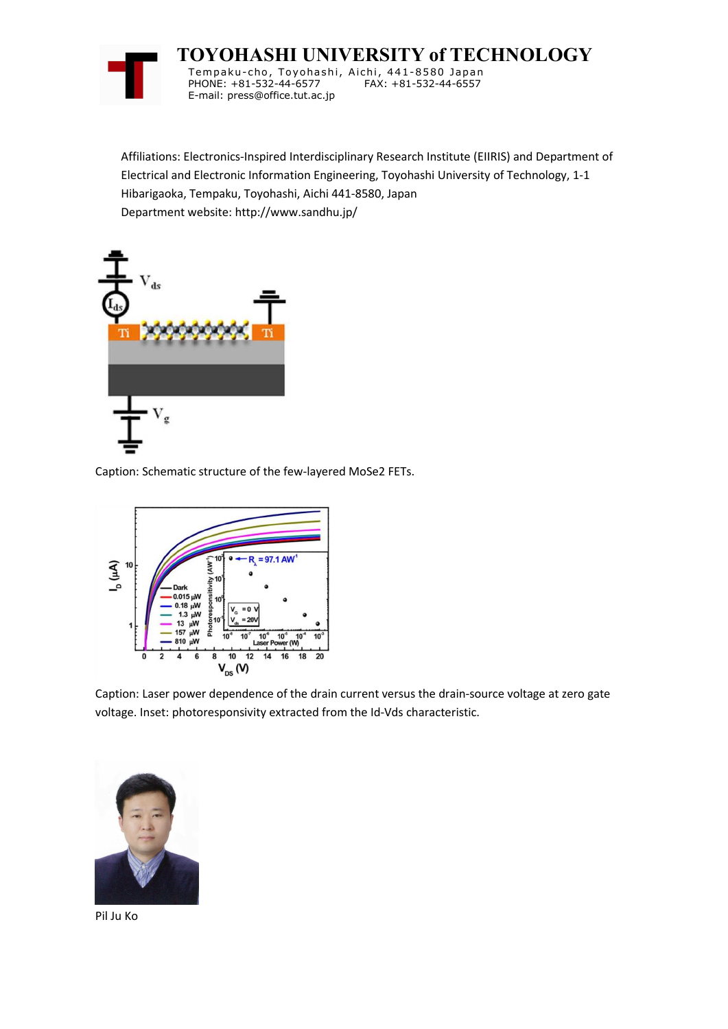Affiliations: Electronics-Inspired Interdisciplinary Research Institute (EIIRIS) and Department of Electrical and Electronic Information Engineering, Toyohashi University of Technology, 1-1 Hibarigaoka, Tempaku, Toyohashi, Aichi 441-8580, Japan

Department website: http://www.sandhu.jp/

Caption: Schematic structure of the few-layered $MoSe_2$ FETs.

Caption: Laser power dependence of the drain current versus the drain-source voltage at zero gate voltage. Inset: photoresponsivity extracted from the Id-Vds characteristic.

Pil Ju Ko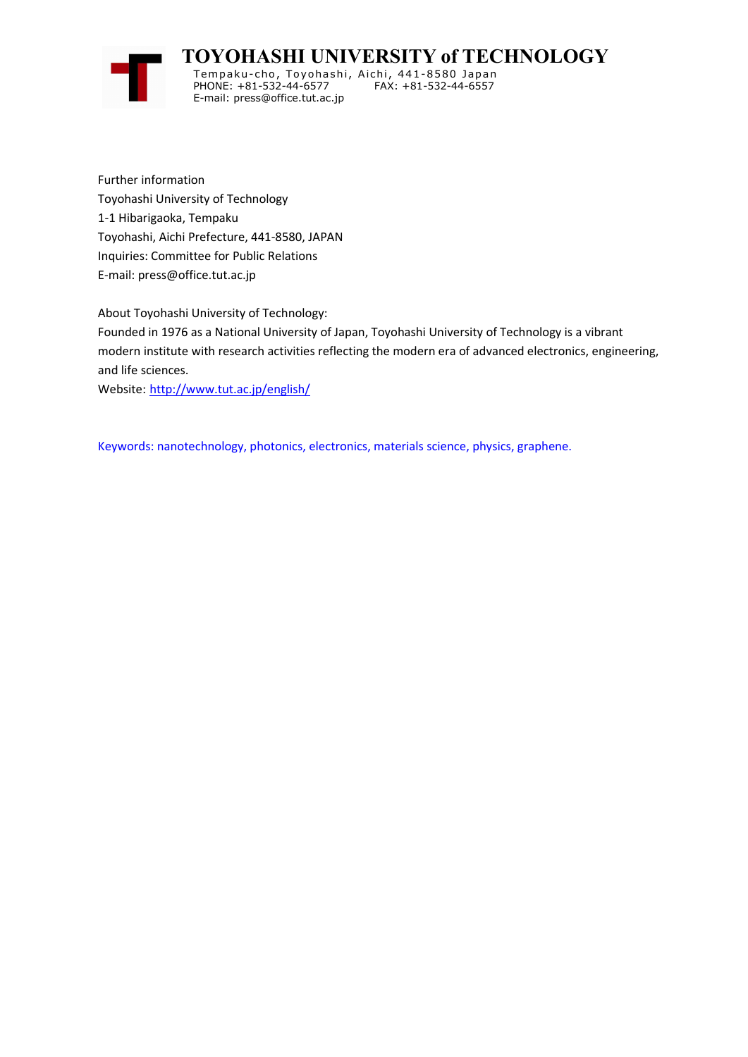**TOYOHASHI UNIVERSITY of TECHNOLOGY**
Tempaku-cho, Toyohashi, Aichi, 441-8580 Japan
PHONE: +81-532-44-6577 FAX: +81-532-44-6557
E-mail: press@office.tut.ac.jp

Further information
Toyohashi University of Technology
1-1 Hibarigaoka, Tempaku
Toyohashi, Aichi Prefecture, 441-8580, JAPAN
Inquiries: Committee for Public Relations
E-mail: press@office.tut.ac.jp

About Toyohashi University of Technology:
Founded in 1976 as a National University of Japan, Toyohashi University of Technology is a vibrant modern institute with research activities reflecting the modern era of advanced electronics, engineering, and life sciences.
Website: [http://www.tut.ac.jp/english/](http://www.tut.ac.jp/english/)

Keywords: nanotechnology, photonics, electronics, materials science, physics, graphene.